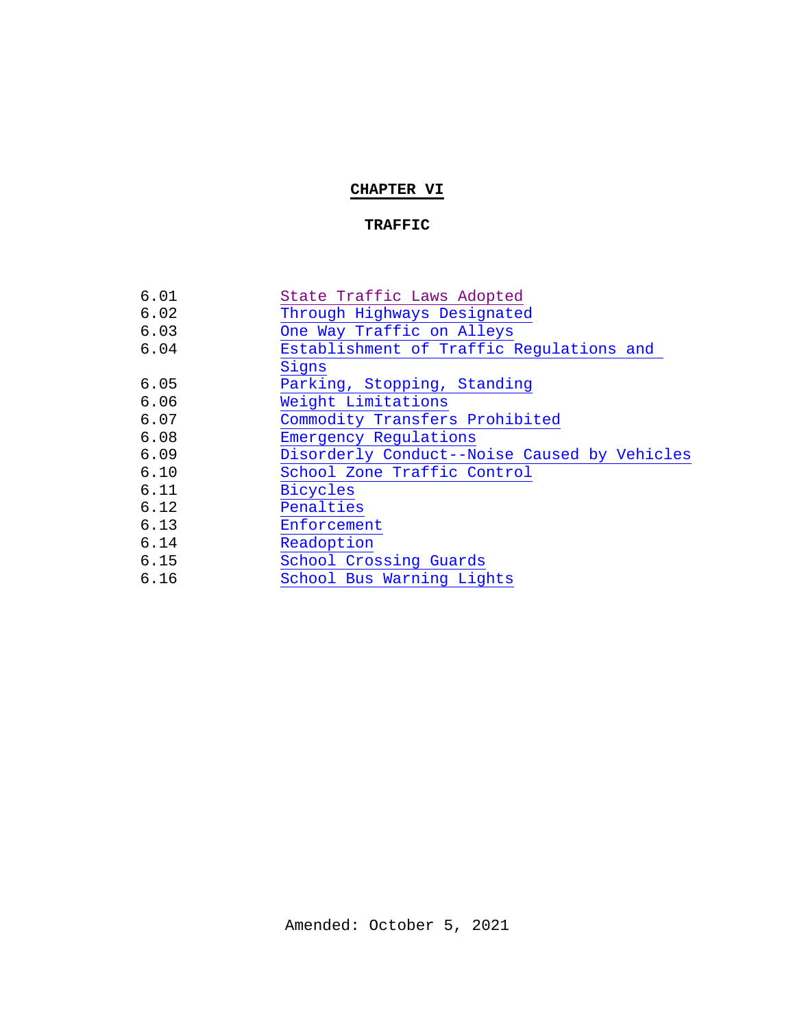# CHAPTER VI

## TRAFFIC

| | |
|---|---|
| 6.01 | State Traffic Laws Adopted |
| 6.02 | Through Highways Designated |
| 6.03 | One Way Traffic on Alleys |
| 6.04 | Establishment of Traffic Regulations and Signs |
| 6.05 | Parking, Stopping, Standing |
| 6.06 | Weight Limitations |
| 6.07 | Commodity Transfers Prohibited |
| 6.08 | Emergency Regulations |
| 6.09 | Disorderly Conduct--Noise Caused by Vehicles |
| 6.10 | School Zone Traffic Control |
| 6.11 | Bicycles |
| 6.12 | Penalties |
| 6.13 | Enforcement |
| 6.14 | Readoption |
| 6.15 | School Crossing Guards |
| 6.16 | School Bus Warning Lights |

Amended: October 5, 2021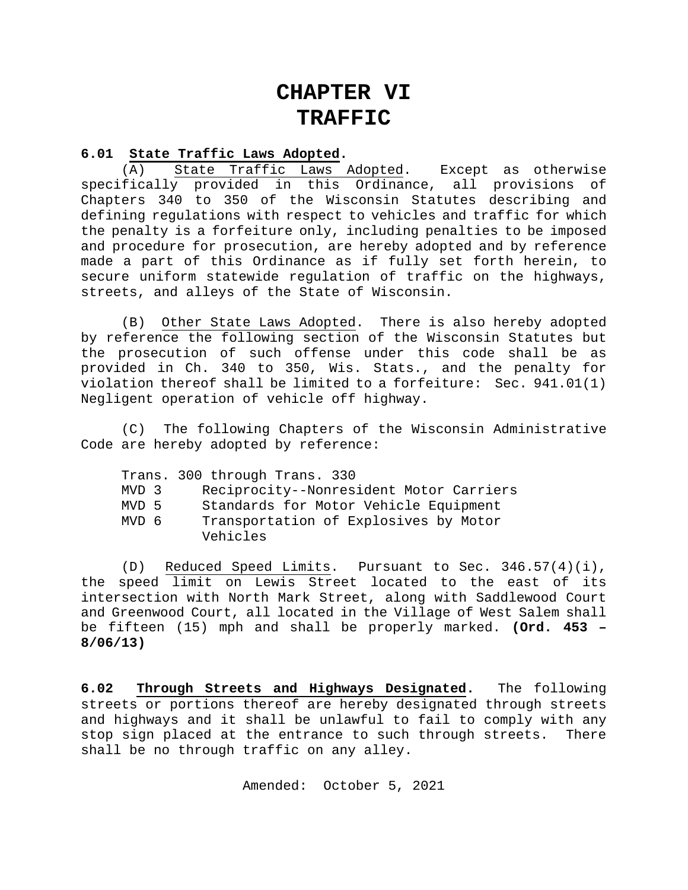# CHAPTER VI
# TRAFFIC

**6.01 State Traffic Laws Adopted.**

(A) State Traffic Laws Adopted. Except as otherwise specifically provided in this Ordinance, all provisions of Chapters 340 to 350 of the Wisconsin Statutes describing and defining regulations with respect to vehicles and traffic for which the penalty is a forfeiture only, including penalties to be imposed and procedure for prosecution, are hereby adopted and by reference made a part of this Ordinance as if fully set forth herein, to secure uniform statewide regulation of traffic on the highways, streets, and alleys of the State of Wisconsin.

(B) Other State Laws Adopted. There is also hereby adopted by reference the following section of the Wisconsin Statutes but the prosecution of such offense under this code shall be as provided in Ch. 340 to 350, Wis. Stats., and the penalty for violation thereof shall be limited to a forfeiture: Sec. 941.01(1) Negligent operation of vehicle off highway.

(C) The following Chapters of the Wisconsin Administrative Code are hereby adopted by reference:

Trans. 300 through Trans. 330
MVD 3 Reciprocity--Nonresident Motor Carriers
MVD 5 Standards for Motor Vehicle Equipment
MVD 6 Transportation of Explosives by Motor Vehicles

(D) Reduced Speed Limits. Pursuant to Sec. 346.57(4)(i), the speed limit on Lewis Street located to the east of its intersection with North Mark Street, along with Saddlewood Court and Greenwood Court, all located in the Village of West Salem shall be fifteen (15) mph and shall be properly marked. **(Ord. 453 – 8/06/13)**

**6.02 Through Streets and Highways Designated.** The following streets or portions thereof are hereby designated through streets and highways and it shall be unlawful to fail to comply with any stop sign placed at the entrance to such through streets. There shall be no through traffic on any alley.

Amended: October 5, 2021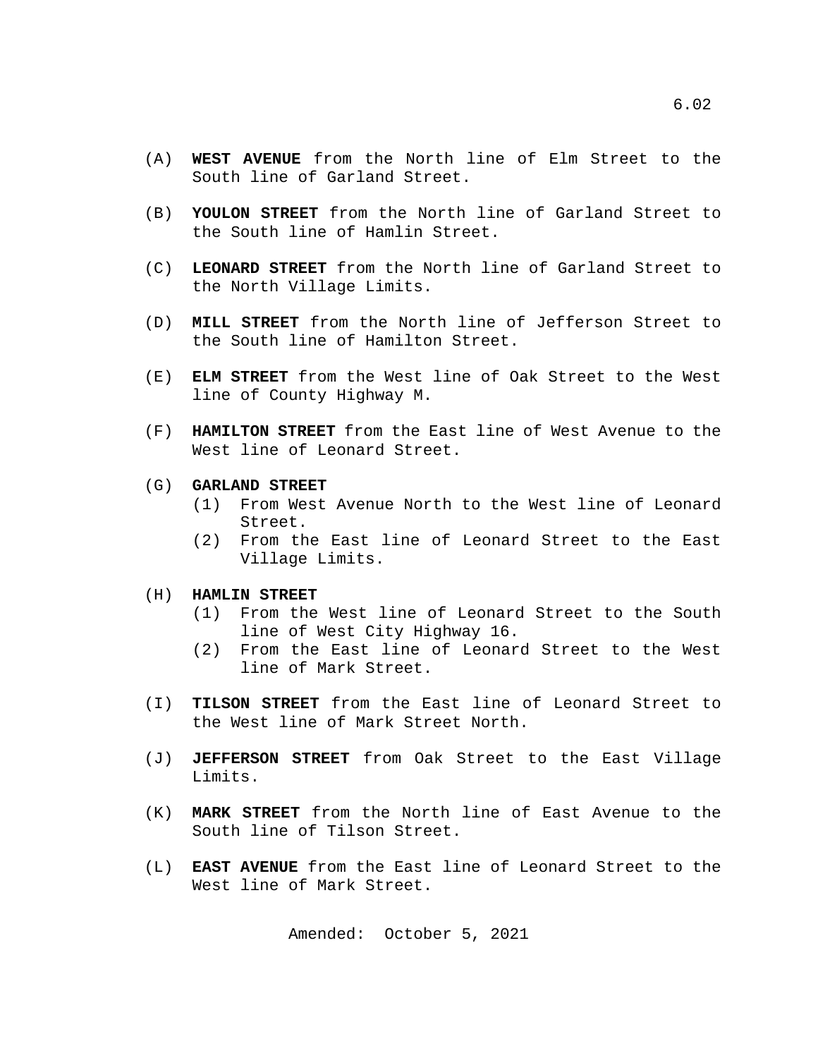(A) **WEST AVENUE** from the North line of Elm Street to the South line of Garland Street.

(B) **YOULON STREET** from the North line of Garland Street to the South line of Hamlin Street.

(C) **LEONARD STREET** from the North line of Garland Street to the North Village Limits.

(D) **MILL STREET** from the North line of Jefferson Street to the South line of Hamilton Street.

(E) **ELM STREET** from the West line of Oak Street to the West line of County Highway M.

(F) **HAMILTON STREET** from the East line of West Avenue to the West line of Leonard Street.

(G) **GARLAND STREET**
   (1) From West Avenue North to the West line of Leonard Street.
   (2) From the East line of Leonard Street to the East Village Limits.

(H) **HAMLIN STREET**
   (1) From the West line of Leonard Street to the South line of West City Highway 16.
   (2) From the East line of Leonard Street to the West line of Mark Street.

(I) **TILSON STREET** from the East line of Leonard Street to the West line of Mark Street North.

(J) **JEFFERSON STREET** from Oak Street to the East Village Limits.

(K) **MARK STREET** from the North line of East Avenue to the South line of Tilson Street.

(L) **EAST AVENUE** from the East line of Leonard Street to the West line of Mark Street.

Amended: October 5, 2021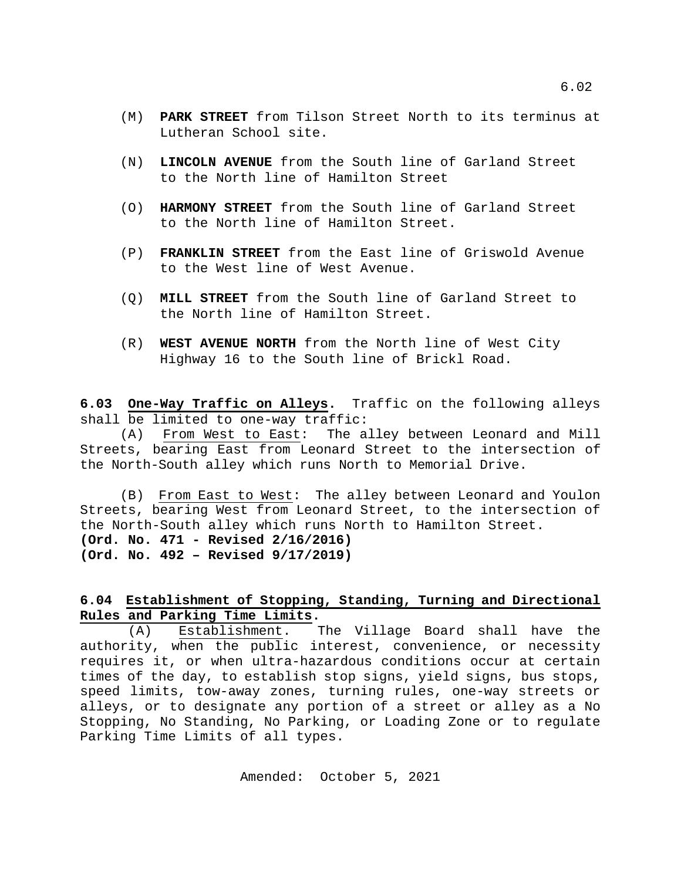(M) **PARK STREET** from Tilson Street North to its terminus at Lutheran School site.

(N) **LINCOLN AVENUE** from the South line of Garland Street to the North line of Hamilton Street

(O) **HARMONY STREET** from the South line of Garland Street to the North line of Hamilton Street.

(P) **FRANKLIN STREET** from the East line of Griswold Avenue to the West line of West Avenue.

(Q) **MILL STREET** from the South line of Garland Street to the North line of Hamilton Street.

(R) **WEST AVENUE NORTH** from the North line of West City Highway 16 to the South line of Brickl Road.

**6.03 One-Way Traffic on Alleys.** Traffic on the following alleys shall be limited to one-way traffic:

(A) From West to East: The alley between Leonard and Mill Streets, bearing East from Leonard Street to the intersection of the North-South alley which runs North to Memorial Drive.

(B) From East to West: The alley between Leonard and Youlon Streets, bearing West from Leonard Street, to the intersection of the North-South alley which runs North to Hamilton Street.
**(Ord. No. 471 - Revised 2/16/2016)**
**(Ord. No. 492 – Revised 9/17/2019)**

**6.04 Establishment of Stopping, Standing, Turning and Directional Rules and Parking Time Limits.**

(A) Establishment. The Village Board shall have the authority, when the public interest, convenience, or necessity requires it, or when ultra-hazardous conditions occur at certain times of the day, to establish stop signs, yield signs, bus stops, speed limits, tow-away zones, turning rules, one-way streets or alleys, or to designate any portion of a street or alley as a No Stopping, No Standing, No Parking, or Loading Zone or to regulate Parking Time Limits of all types.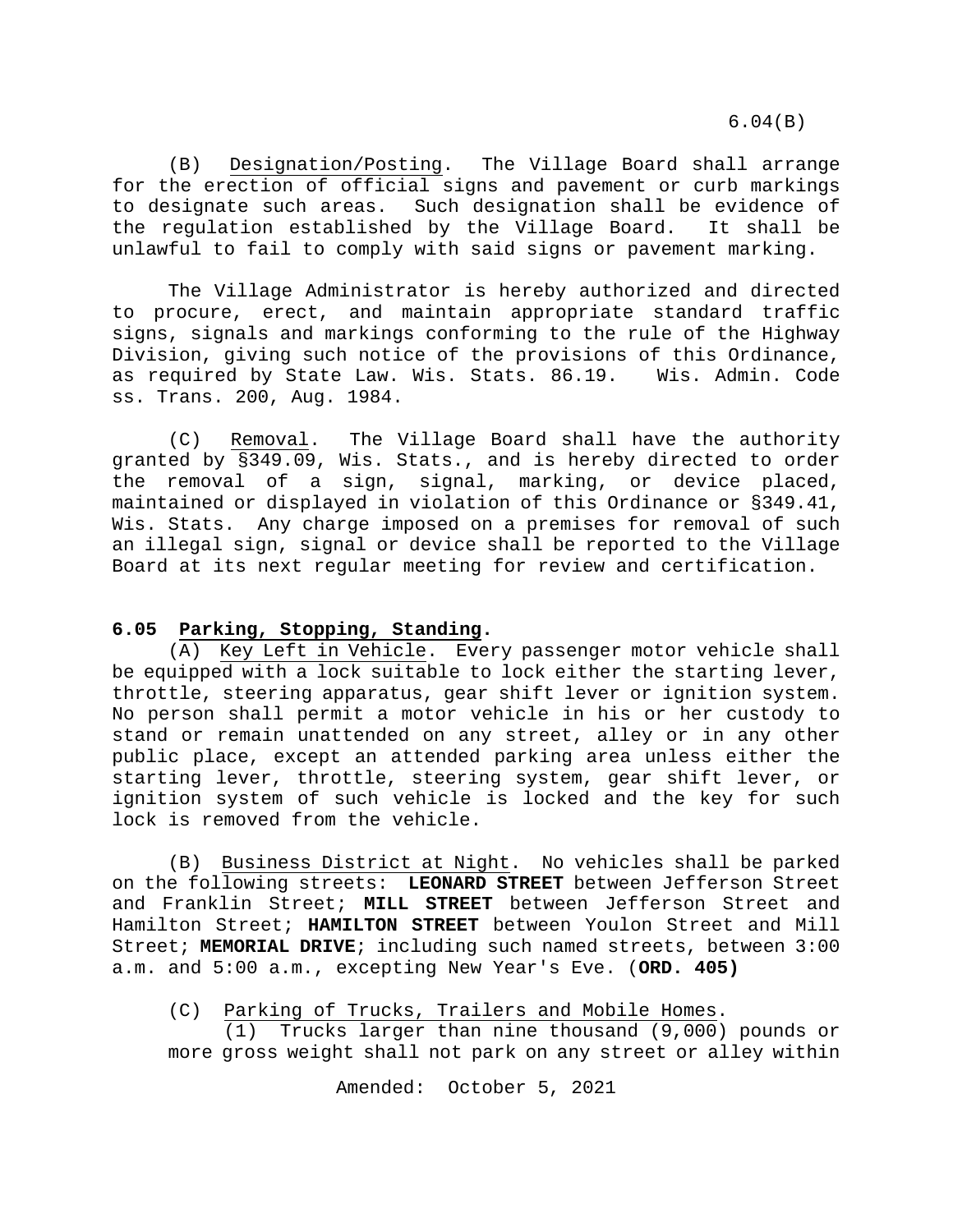(B) Designation/Posting. The Village Board shall arrange for the erection of official signs and pavement or curb markings to designate such areas. Such designation shall be evidence of the regulation established by the Village Board. It shall be unlawful to fail to comply with said signs or pavement marking.

The Village Administrator is hereby authorized and directed to procure, erect, and maintain appropriate standard traffic signs, signals and markings conforming to the rule of the Highway Division, giving such notice of the provisions of this Ordinance, as required by State Law. Wis. Stats. 86.19. Wis. Admin. Code ss. Trans. 200, Aug. 1984.

(C) Removal. The Village Board shall have the authority granted by §349.09, Wis. Stats., and is hereby directed to order the removal of a sign, signal, marking, or device placed, maintained or displayed in violation of this Ordinance or §349.41, Wis. Stats. Any charge imposed on a premises for removal of such an illegal sign, signal or device shall be reported to the Village Board at its next regular meeting for review and certification.

**6.05 Parking, Stopping, Standing.**

(A) Key Left in Vehicle. Every passenger motor vehicle shall be equipped with a lock suitable to lock either the starting lever, throttle, steering apparatus, gear shift lever or ignition system. No person shall permit a motor vehicle in his or her custody to stand or remain unattended on any street, alley or in any other public place, except an attended parking area unless either the starting lever, throttle, steering system, gear shift lever, or ignition system of such vehicle is locked and the key for such lock is removed from the vehicle.

(B) Business District at Night. No vehicles shall be parked on the following streets: **LEONARD STREET** between Jefferson Street and Franklin Street; **MILL STREET** between Jefferson Street and Hamilton Street; **HAMILTON STREET** between Youlon Street and Mill Street; **MEMORIAL DRIVE**; including such named streets, between 3:00 a.m. and 5:00 a.m., excepting New Year's Eve. (**ORD. 405)**

(C) Parking of Trucks, Trailers and Mobile Homes.

(1) Trucks larger than nine thousand (9,000) pounds or more gross weight shall not park on any street or alley within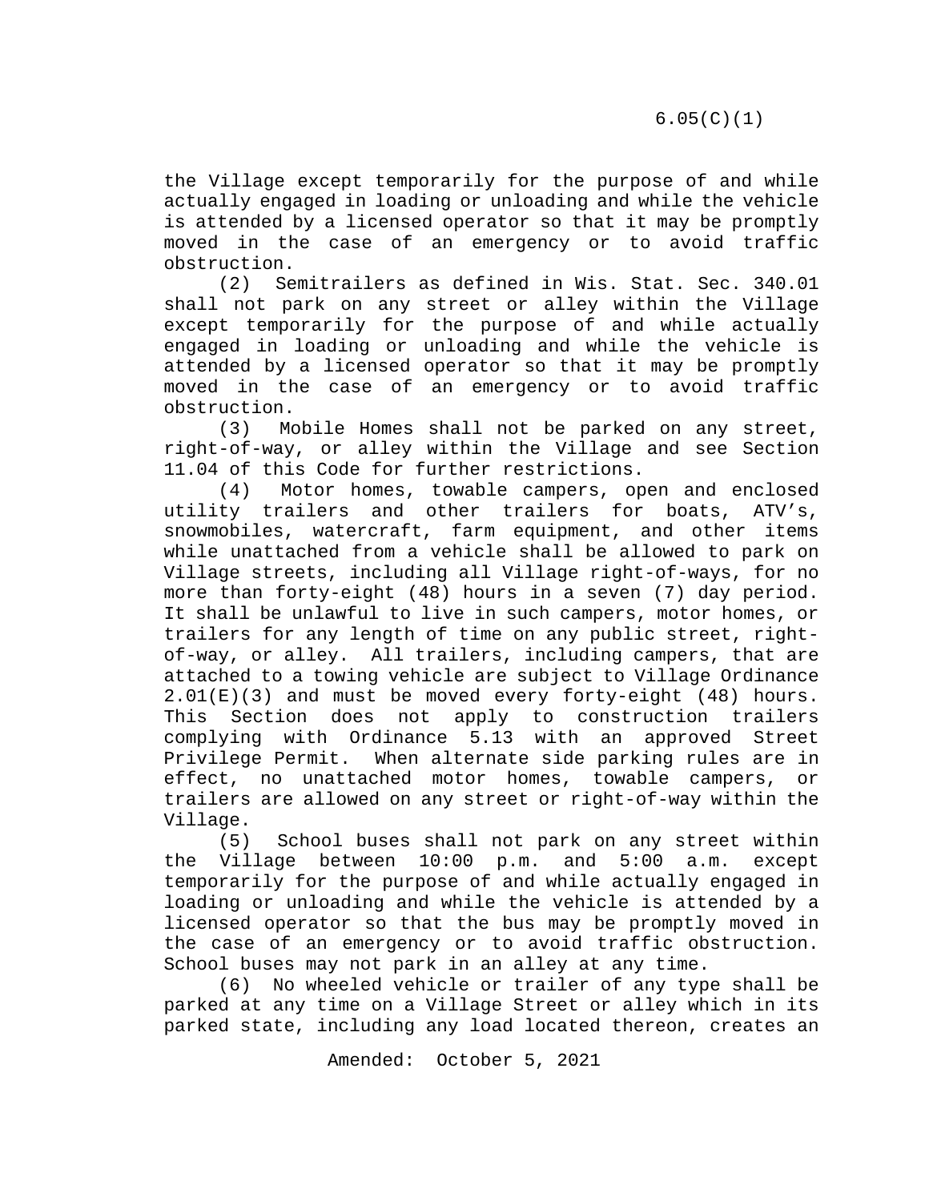the Village except temporarily for the purpose of and while actually engaged in loading or unloading and while the vehicle is attended by a licensed operator so that it may be promptly moved in the case of an emergency or to avoid traffic obstruction.

(2) Semitrailers as defined in Wis. Stat. Sec. 340.01 shall not park on any street or alley within the Village except temporarily for the purpose of and while actually engaged in loading or unloading and while the vehicle is attended by a licensed operator so that it may be promptly moved in the case of an emergency or to avoid traffic obstruction.

(3) Mobile Homes shall not be parked on any street, right-of-way, or alley within the Village and see Section 11.04 of this Code for further restrictions.

(4) Motor homes, towable campers, open and enclosed utility trailers and other trailers for boats, ATV's, snowmobiles, watercraft, farm equipment, and other items while unattached from a vehicle shall be allowed to park on Village streets, including all Village right-of-ways, for no more than forty-eight (48) hours in a seven (7) day period. It shall be unlawful to live in such campers, motor homes, or trailers for any length of time on any public street, right-of-way, or alley. All trailers, including campers, that are attached to a towing vehicle are subject to Village Ordinance 2.01(E)(3) and must be moved every forty-eight (48) hours. This Section does not apply to construction trailers complying with Ordinance 5.13 with an approved Street Privilege Permit. When alternate side parking rules are in effect, no unattached motor homes, towable campers, or trailers are allowed on any street or right-of-way within the Village.

(5) School buses shall not park on any street within the Village between 10:00 p.m. and 5:00 a.m. except temporarily for the purpose of and while actually engaged in loading or unloading and while the vehicle is attended by a licensed operator so that the bus may be promptly moved in the case of an emergency or to avoid traffic obstruction. School buses may not park in an alley at any time.

(6) No wheeled vehicle or trailer of any type shall be parked at any time on a Village Street or alley which in its parked state, including any load located thereon, creates an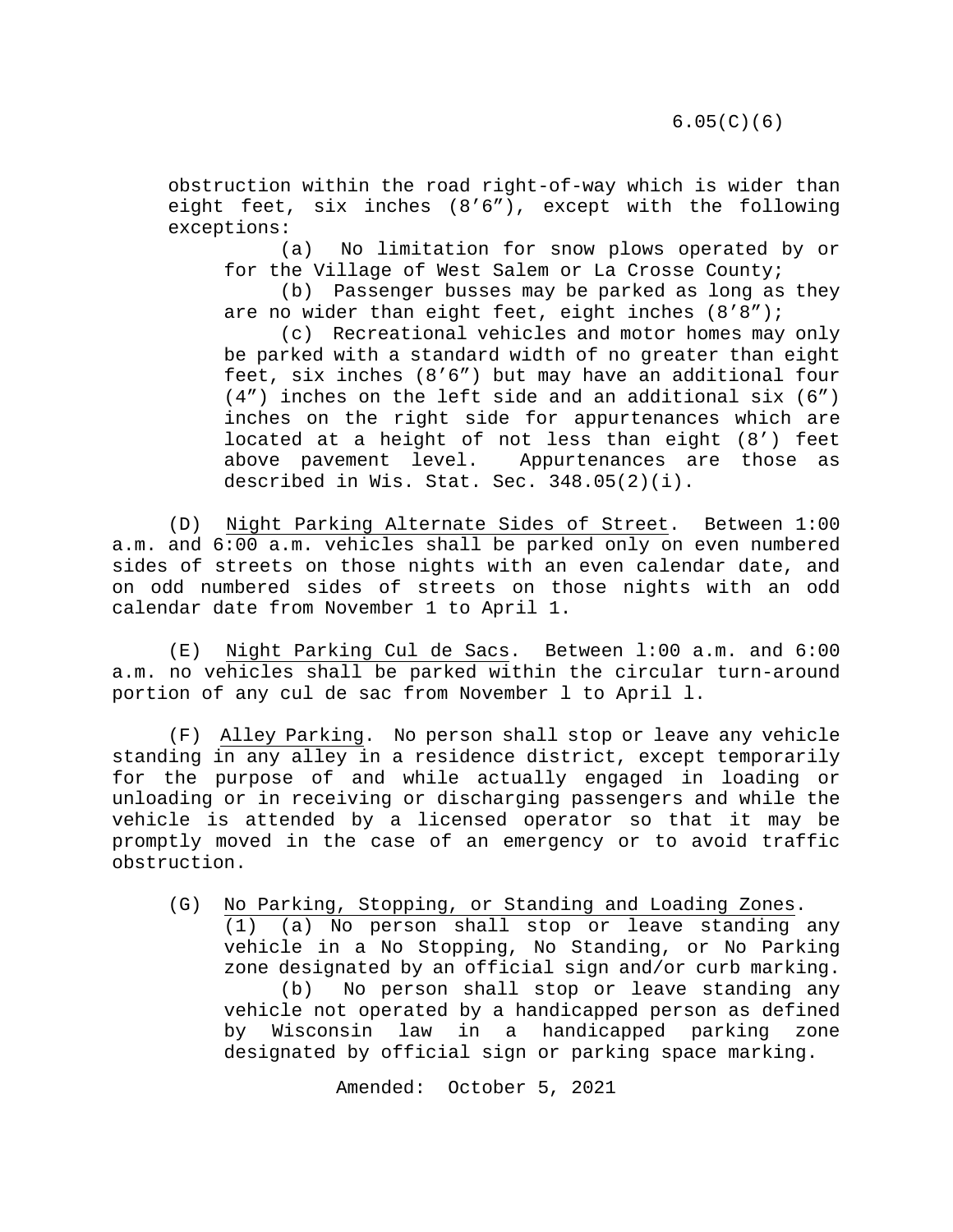obstruction within the road right-of-way which is wider than eight feet, six inches (8’6”), except with the following exceptions:

(a) No limitation for snow plows operated by or for the Village of West Salem or La Crosse County;

(b) Passenger busses may be parked as long as they are no wider than eight feet, eight inches (8’8”);

(c) Recreational vehicles and motor homes may only be parked with a standard width of no greater than eight feet, six inches (8’6”) but may have an additional four (4”) inches on the left side and an additional six (6”) inches on the right side for appurtenances which are located at a height of not less than eight (8’) feet above pavement level. Appurtenances are those as described in Wis. Stat. Sec. 348.05(2)(i).

(D) Night Parking Alternate Sides of Street. Between 1:00 a.m. and 6:00 a.m. vehicles shall be parked only on even numbered sides of streets on those nights with an even calendar date, and on odd numbered sides of streets on those nights with an odd calendar date from November 1 to April 1.

(E) Night Parking Cul de Sacs. Between l:00 a.m. and 6:00 a.m. no vehicles shall be parked within the circular turn-around portion of any cul de sac from November l to April l.

(F) Alley Parking. No person shall stop or leave any vehicle standing in any alley in a residence district, except temporarily for the purpose of and while actually engaged in loading or unloading or in receiving or discharging passengers and while the vehicle is attended by a licensed operator so that it may be promptly moved in the case of an emergency or to avoid traffic obstruction.

(G) No Parking, Stopping, or Standing and Loading Zones.

(1) (a) No person shall stop or leave standing any vehicle in a No Stopping, No Standing, or No Parking zone designated by an official sign and/or curb marking.

(b) No person shall stop or leave standing any vehicle not operated by a handicapped person as defined by Wisconsin law in a handicapped parking zone designated by official sign or parking space marking.

Amended: October 5, 2021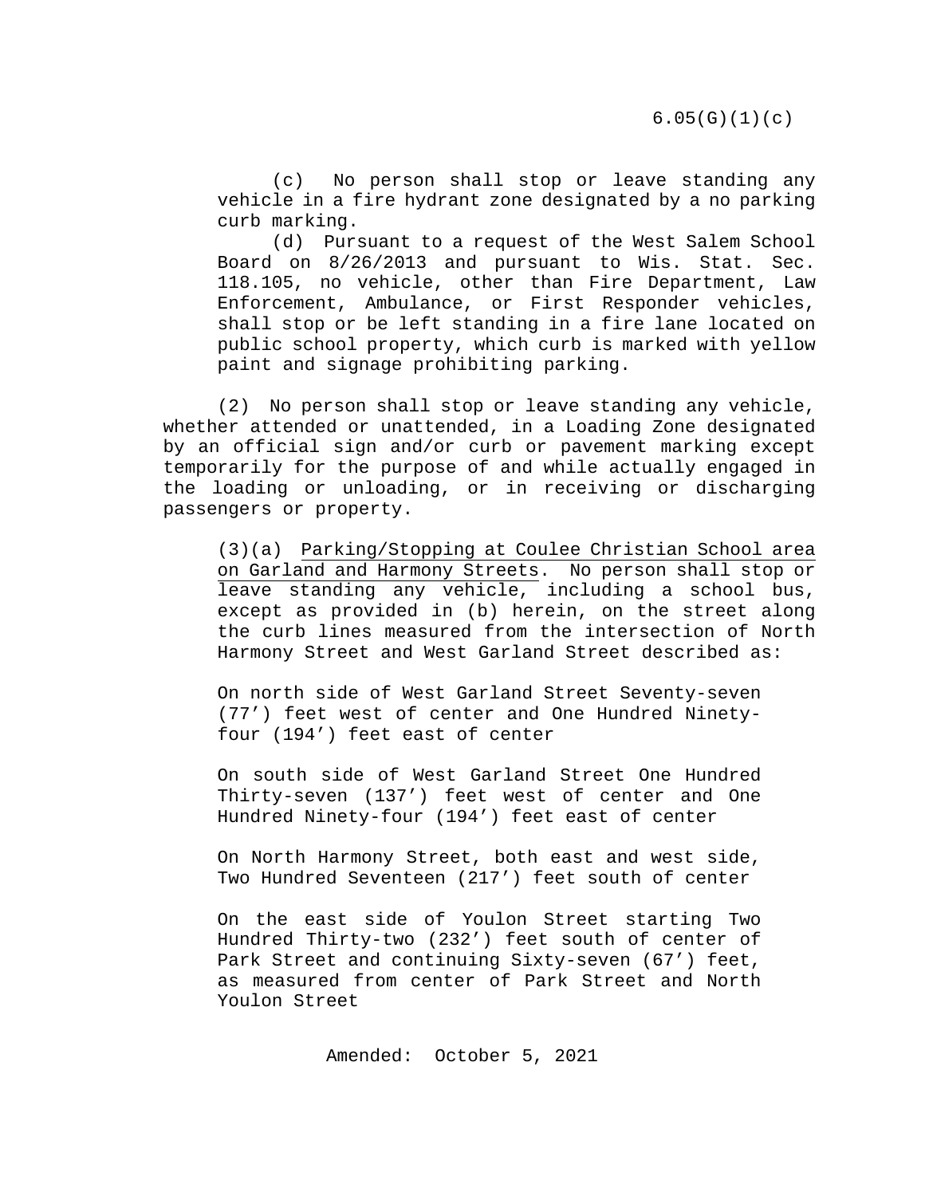(c) No person shall stop or leave standing any vehicle in a fire hydrant zone designated by a no parking curb marking.

(d) Pursuant to a request of the West Salem School Board on 8/26/2013 and pursuant to Wis. Stat. Sec. 118.105, no vehicle, other than Fire Department, Law Enforcement, Ambulance, or First Responder vehicles, shall stop or be left standing in a fire lane located on public school property, which curb is marked with yellow paint and signage prohibiting parking.

(2) No person shall stop or leave standing any vehicle, whether attended or unattended, in a Loading Zone designated by an official sign and/or curb or pavement marking except temporarily for the purpose of and while actually engaged in the loading or unloading, or in receiving or discharging passengers or property.

(3)(a) Parking/Stopping at Coulee Christian School area on Garland and Harmony Streets. No person shall stop or leave standing any vehicle, including a school bus, except as provided in (b) herein, on the street along the curb lines measured from the intersection of North Harmony Street and West Garland Street described as:

On north side of West Garland Street Seventy-seven (77') feet west of center and One Hundred Ninety-four (194') feet east of center

On south side of West Garland Street One Hundred Thirty-seven (137') feet west of center and One Hundred Ninety-four (194') feet east of center

On North Harmony Street, both east and west side, Two Hundred Seventeen (217') feet south of center

On the east side of Youlon Street starting Two Hundred Thirty-two (232') feet south of center of Park Street and continuing Sixty-seven (67') feet, as measured from center of Park Street and North Youlon Street

Amended: October 5, 2021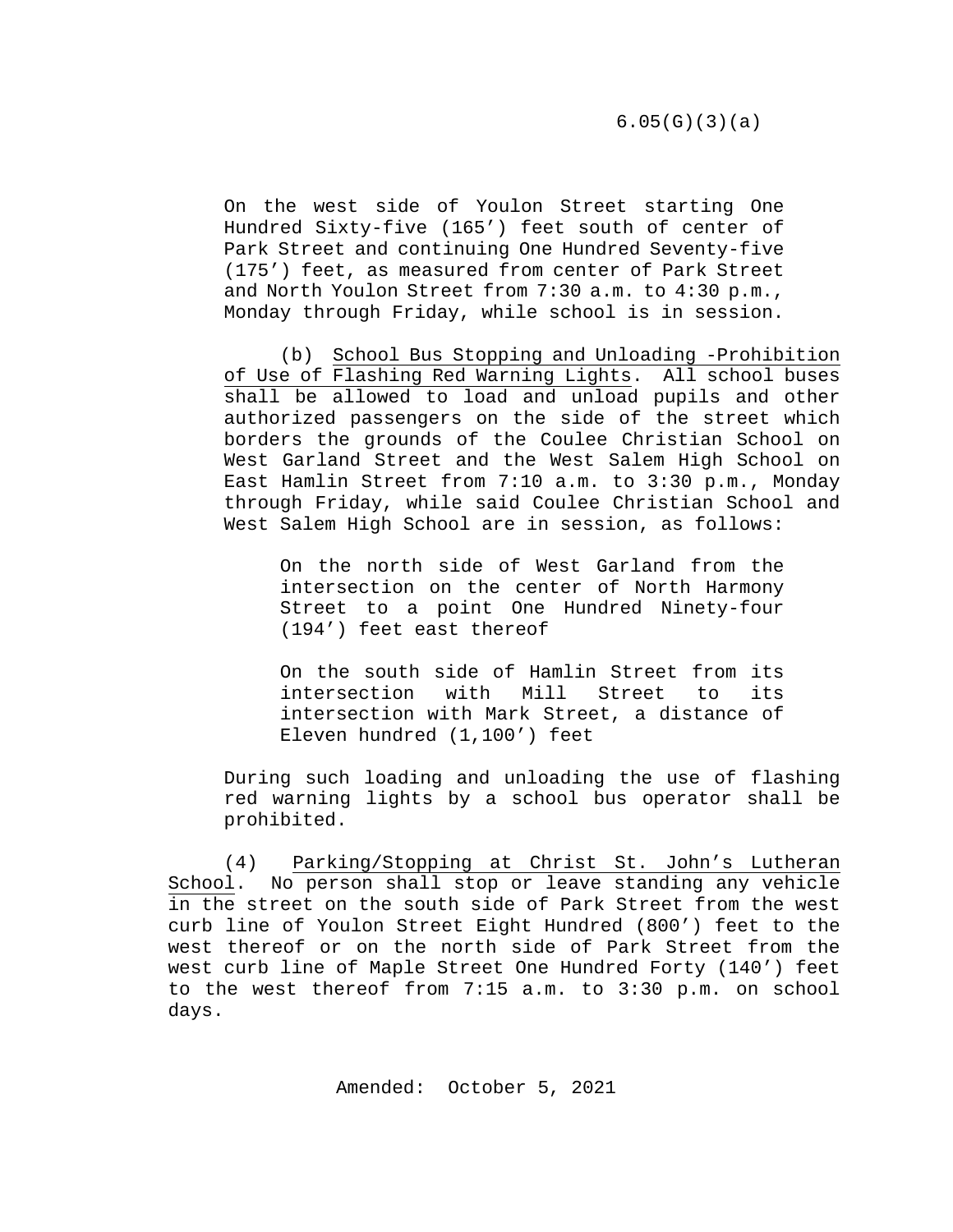6.05(G)(3)(a)

On the west side of Youlon Street starting One Hundred Sixty-five (165’) feet south of center of Park Street and continuing One Hundred Seventy-five (175’) feet, as measured from center of Park Street and North Youlon Street from 7:30 a.m. to 4:30 p.m., Monday through Friday, while school is in session.

(b) School Bus Stopping and Unloading -Prohibition of Use of Flashing Red Warning Lights. All school buses shall be allowed to load and unload pupils and other authorized passengers on the side of the street which borders the grounds of the Coulee Christian School on West Garland Street and the West Salem High School on East Hamlin Street from 7:10 a.m. to 3:30 p.m., Monday through Friday, while said Coulee Christian School and West Salem High School are in session, as follows:

> On the north side of West Garland from the intersection on the center of North Harmony Street to a point One Hundred Ninety-four (194’) feet east thereof
>
> On the south side of Hamlin Street from its intersection with Mill Street to its intersection with Mark Street, a distance of Eleven hundred (1,100’) feet

During such loading and unloading the use of flashing red warning lights by a school bus operator shall be prohibited.

(4) Parking/Stopping at Christ St. John’s Lutheran School. No person shall stop or leave standing any vehicle in the street on the south side of Park Street from the west curb line of Youlon Street Eight Hundred (800’) feet to the west thereof or on the north side of Park Street from the west curb line of Maple Street One Hundred Forty (140’) feet to the west thereof from 7:15 a.m. to 3:30 p.m. on school days.

Amended: October 5, 2021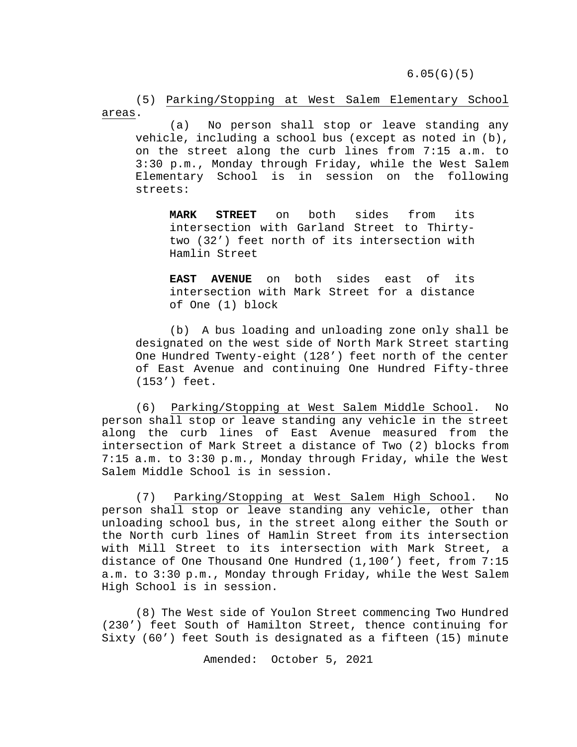(5) Parking/Stopping at West Salem Elementary School areas.

(a) No person shall stop or leave standing any vehicle, including a school bus (except as noted in (b), on the street along the curb lines from 7:15 a.m. to 3:30 p.m., Monday through Friday, while the West Salem Elementary School is in session on the following streets:

**MARK STREET** on both sides from its intersection with Garland Street to Thirty-two (32') feet north of its intersection with Hamlin Street

**EAST AVENUE** on both sides east of its intersection with Mark Street for a distance of One (1) block

(b) A bus loading and unloading zone only shall be designated on the west side of North Mark Street starting One Hundred Twenty-eight (128') feet north of the center of East Avenue and continuing One Hundred Fifty-three (153') feet.

(6) Parking/Stopping at West Salem Middle School. No person shall stop or leave standing any vehicle in the street along the curb lines of East Avenue measured from the intersection of Mark Street a distance of Two (2) blocks from 7:15 a.m. to 3:30 p.m., Monday through Friday, while the West Salem Middle School is in session.

(7) Parking/Stopping at West Salem High School. No person shall stop or leave standing any vehicle, other than unloading school bus, in the street along either the South or the North curb lines of Hamlin Street from its intersection with Mill Street to its intersection with Mark Street, a distance of One Thousand One Hundred (1,100') feet, from 7:15 a.m. to 3:30 p.m., Monday through Friday, while the West Salem High School is in session.

(8) The West side of Youlon Street commencing Two Hundred (230') feet South of Hamilton Street, thence continuing for Sixty (60') feet South is designated as a fifteen (15) minute

Amended: October 5, 2021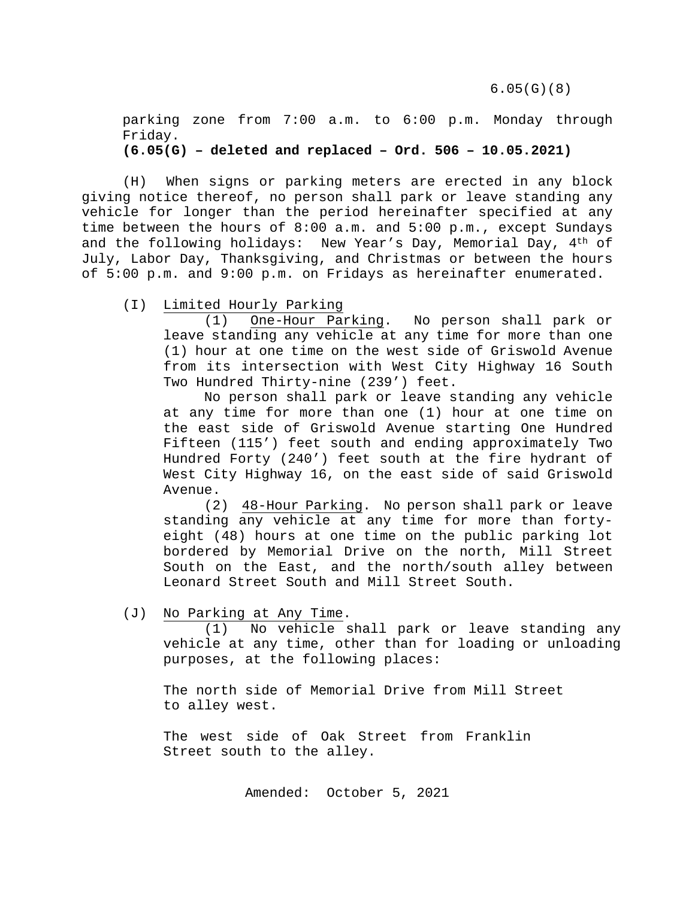parking zone from 7:00 a.m. to 6:00 p.m. Monday through Friday.

**(6.05(G) – deleted and replaced – Ord. 506 – 10.05.2021)**

(H) When signs or parking meters are erected in any block giving notice thereof, no person shall park or leave standing any vehicle for longer than the period hereinafter specified at any time between the hours of 8:00 a.m. and 5:00 p.m., except Sundays and the following holidays: New Year’s Day, Memorial Day, 4th of July, Labor Day, Thanksgiving, and Christmas or between the hours of 5:00 p.m. and 9:00 p.m. on Fridays as hereinafter enumerated.

(I) Limited Hourly Parking

(1) One-Hour Parking. No person shall park or leave standing any vehicle at any time for more than one (1) hour at one time on the west side of Griswold Avenue from its intersection with West City Highway 16 South Two Hundred Thirty-nine (239’) feet.

No person shall park or leave standing any vehicle at any time for more than one (1) hour at one time on the east side of Griswold Avenue starting One Hundred Fifteen (115’) feet south and ending approximately Two Hundred Forty (240’) feet south at the fire hydrant of West City Highway 16, on the east side of said Griswold Avenue.

(2) 48-Hour Parking. No person shall park or leave standing any vehicle at any time for more than forty-eight (48) hours at one time on the public parking lot bordered by Memorial Drive on the north, Mill Street South on the East, and the north/south alley between Leonard Street South and Mill Street South.

(J) No Parking at Any Time.

(1) No vehicle shall park or leave standing any vehicle at any time, other than for loading or unloading purposes, at the following places:

The north side of Memorial Drive from Mill Street to alley west.

The west side of Oak Street from Franklin Street south to the alley.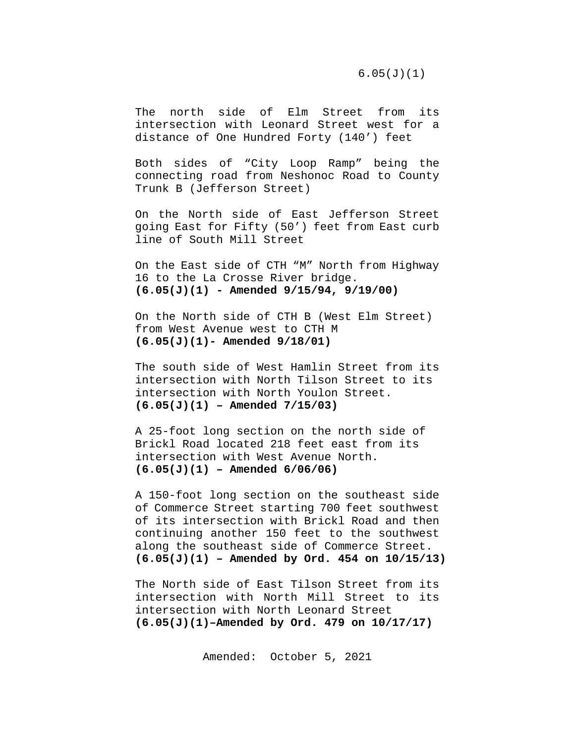6.05(J)(1)

The north side of Elm Street from its intersection with Leonard Street west for a distance of One Hundred Forty (140’) feet

Both sides of “City Loop Ramp” being the connecting road from Neshonoc Road to County Trunk B (Jefferson Street)

On the North side of East Jefferson Street going East for Fifty (50’) feet from East curb line of South Mill Street

On the East side of CTH “M” North from Highway 16 to the La Crosse River bridge.
**(6.05(J)(1) - Amended 9/15/94, 9/19/00)**

On the North side of CTH B (West Elm Street) from West Avenue west to CTH M
**(6.05(J)(1)- Amended 9/18/01)**

The south side of West Hamlin Street from its intersection with North Tilson Street to its intersection with North Youlon Street.
**(6.05(J)(1) – Amended 7/15/03)**

A 25-foot long section on the north side of Brickl Road located 218 feet east from its intersection with West Avenue North.
**(6.05(J)(1) – Amended 6/06/06)**

A 150-foot long section on the southeast side of Commerce Street starting 700 feet southwest of its intersection with Brickl Road and then continuing another 150 feet to the southwest along the southeast side of Commerce Street.
**(6.05(J)(1) – Amended by Ord. 454 on 10/15/13)**

The North side of East Tilson Street from its intersection with North Mill Street to its intersection with North Leonard Street
**(6.05(J)(1)–Amended by Ord. 479 on 10/17/17)**

Amended: October 5, 2021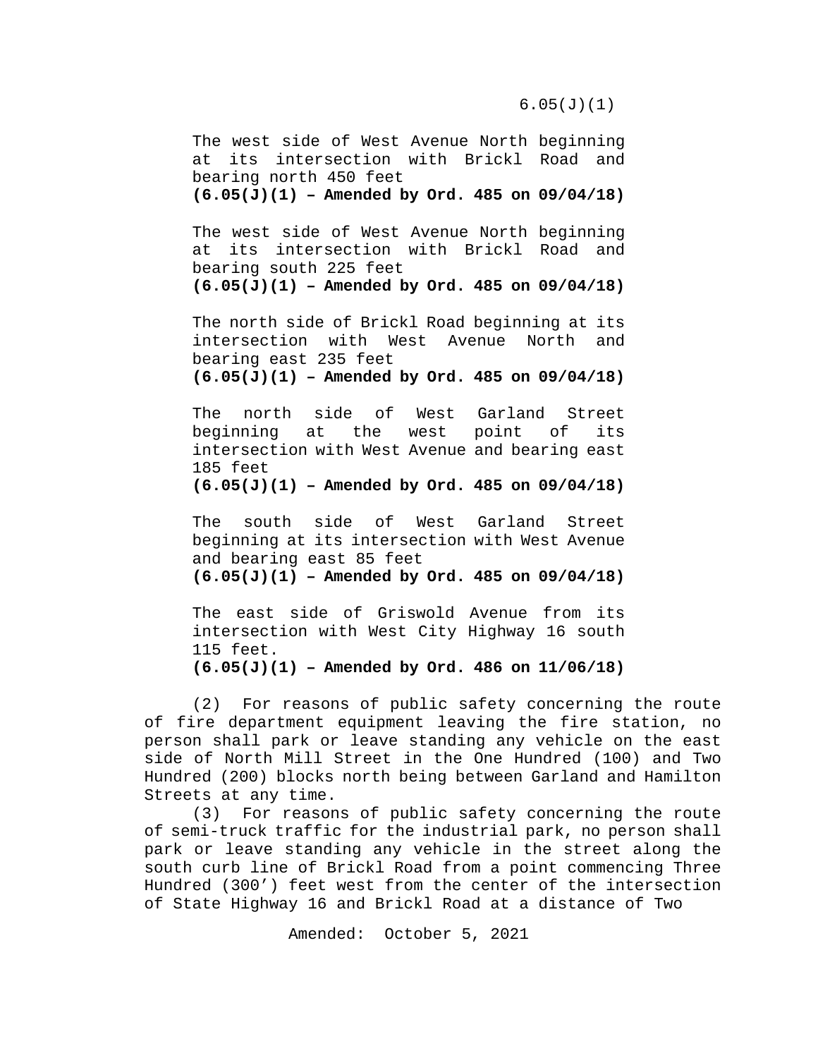The west side of West Avenue North beginning at its intersection with Brickl Road and bearing north 450 feet
**(6.05(J)(1) – Amended by Ord. 485 on 09/04/18)**

The west side of West Avenue North beginning at its intersection with Brickl Road and bearing south 225 feet
**(6.05(J)(1) – Amended by Ord. 485 on 09/04/18)**

The north side of Brickl Road beginning at its intersection with West Avenue North and bearing east 235 feet
**(6.05(J)(1) – Amended by Ord. 485 on 09/04/18)**

The north side of West Garland Street beginning at the west point of its intersection with West Avenue and bearing east 185 feet
**(6.05(J)(1) – Amended by Ord. 485 on 09/04/18)**

The south side of West Garland Street beginning at its intersection with West Avenue and bearing east 85 feet
**(6.05(J)(1) – Amended by Ord. 485 on 09/04/18)**

The east side of Griswold Avenue from its intersection with West City Highway 16 south 115 feet.
**(6.05(J)(1) – Amended by Ord. 486 on 11/06/18)**

(2) For reasons of public safety concerning the route of fire department equipment leaving the fire station, no person shall park or leave standing any vehicle on the east side of North Mill Street in the One Hundred (100) and Two Hundred (200) blocks north being between Garland and Hamilton Streets at any time.

(3) For reasons of public safety concerning the route of semi-truck traffic for the industrial park, no person shall park or leave standing any vehicle in the street along the south curb line of Brickl Road from a point commencing Three Hundred (300’) feet west from the center of the intersection of State Highway 16 and Brickl Road at a distance of Two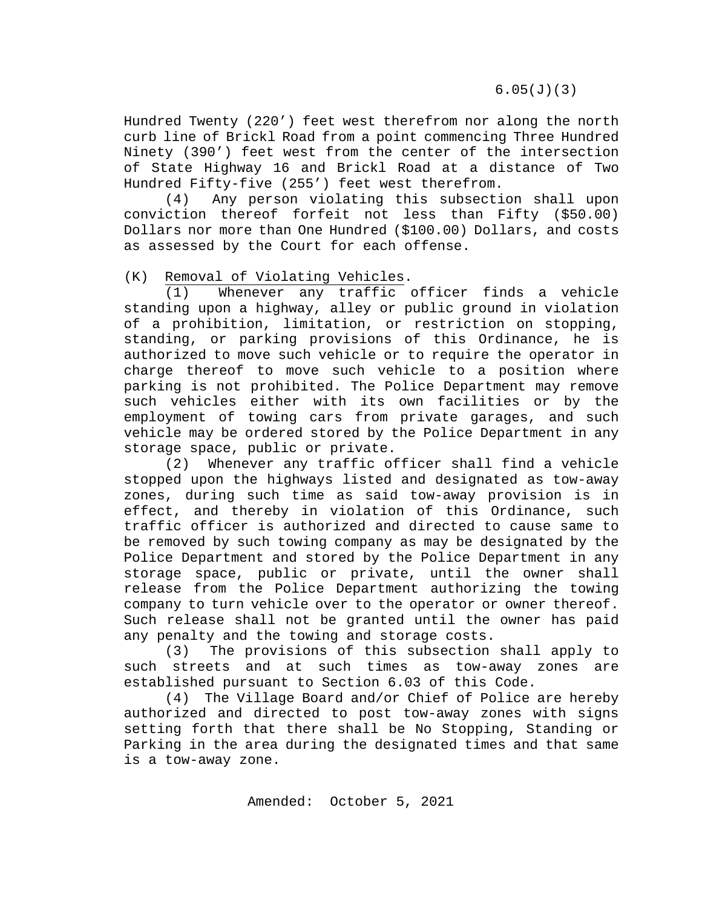Hundred Twenty (220') feet west therefrom nor along the north curb line of Brickl Road from a point commencing Three Hundred Ninety (390') feet west from the center of the intersection of State Highway 16 and Brickl Road at a distance of Two Hundred Fifty-five (255') feet west therefrom.

(4) Any person violating this subsection shall upon conviction thereof forfeit not less than Fifty ($50.00) Dollars nor more than One Hundred ($100.00) Dollars, and costs as assessed by the Court for each offense.

(K) Removal of Violating Vehicles.

(1) Whenever any traffic officer finds a vehicle standing upon a highway, alley or public ground in violation of a prohibition, limitation, or restriction on stopping, standing, or parking provisions of this Ordinance, he is authorized to move such vehicle or to require the operator in charge thereof to move such vehicle to a position where parking is not prohibited. The Police Department may remove such vehicles either with its own facilities or by the employment of towing cars from private garages, and such vehicle may be ordered stored by the Police Department in any storage space, public or private.

(2) Whenever any traffic officer shall find a vehicle stopped upon the highways listed and designated as tow-away zones, during such time as said tow-away provision is in effect, and thereby in violation of this Ordinance, such traffic officer is authorized and directed to cause same to be removed by such towing company as may be designated by the Police Department and stored by the Police Department in any storage space, public or private, until the owner shall release from the Police Department authorizing the towing company to turn vehicle over to the operator or owner thereof. Such release shall not be granted until the owner has paid any penalty and the towing and storage costs.

(3) The provisions of this subsection shall apply to such streets and at such times as tow-away zones are established pursuant to Section 6.03 of this Code.

(4) The Village Board and/or Chief of Police are hereby authorized and directed to post tow-away zones with signs setting forth that there shall be No Stopping, Standing or Parking in the area during the designated times and that same is a tow-away zone.

Amended: October 5, 2021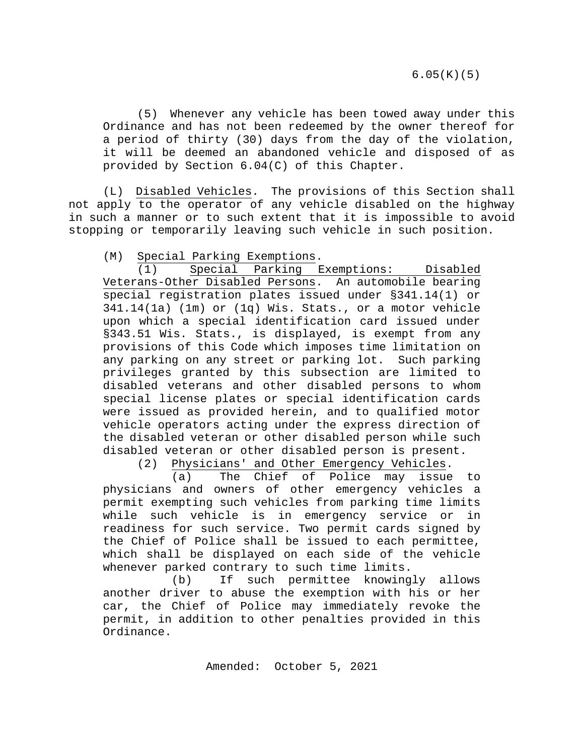(5) Whenever any vehicle has been towed away under this Ordinance and has not been redeemed by the owner thereof for a period of thirty (30) days from the day of the violation, it will be deemed an abandoned vehicle and disposed of as provided by Section 6.04(C) of this Chapter.

(L) Disabled Vehicles. The provisions of this Section shall not apply to the operator of any vehicle disabled on the highway in such a manner or to such extent that it is impossible to avoid stopping or temporarily leaving such vehicle in such position.

(M) Special Parking Exemptions.

(1) Special Parking Exemptions: Disabled Veterans-Other Disabled Persons. An automobile bearing special registration plates issued under §341.14(1) or 341.14(1a) (1m) or (1q) Wis. Stats., or a motor vehicle upon which a special identification card issued under §343.51 Wis. Stats., is displayed, is exempt from any provisions of this Code which imposes time limitation on any parking on any street or parking lot. Such parking privileges granted by this subsection are limited to disabled veterans and other disabled persons to whom special license plates or special identification cards were issued as provided herein, and to qualified motor vehicle operators acting under the express direction of the disabled veteran or other disabled person while such disabled veteran or other disabled person is present.

(2) Physicians' and Other Emergency Vehicles.

(a) The Chief of Police may issue to physicians and owners of other emergency vehicles a permit exempting such vehicles from parking time limits while such vehicle is in emergency service or in readiness for such service. Two permit cards signed by the Chief of Police shall be issued to each permittee, which shall be displayed on each side of the vehicle whenever parked contrary to such time limits.

(b) If such permittee knowingly allows another driver to abuse the exemption with his or her car, the Chief of Police may immediately revoke the permit, in addition to other penalties provided in this Ordinance.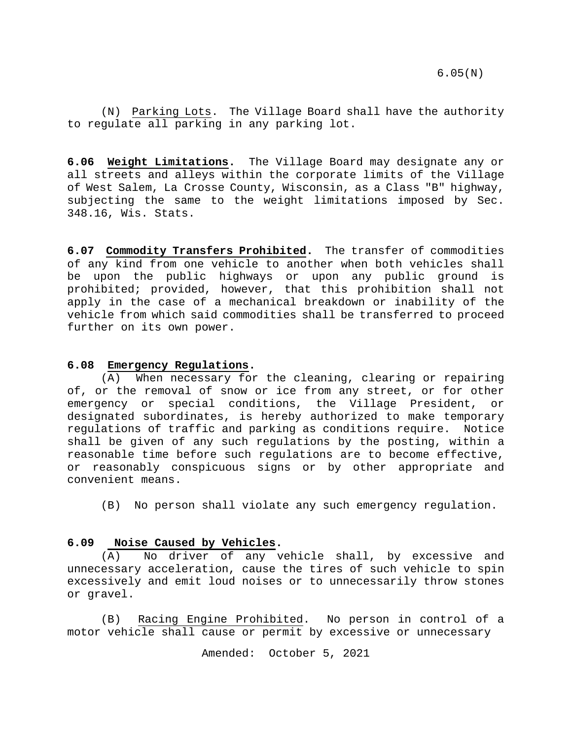(N) Parking Lots. The Village Board shall have the authority to regulate all parking in any parking lot.

**6.06 Weight Limitations.** The Village Board may designate any or all streets and alleys within the corporate limits of the Village of West Salem, La Crosse County, Wisconsin, as a Class "B" highway, subjecting the same to the weight limitations imposed by Sec. 348.16, Wis. Stats.

**6.07 Commodity Transfers Prohibited.** The transfer of commodities of any kind from one vehicle to another when both vehicles shall be upon the public highways or upon any public ground is prohibited; provided, however, that this prohibition shall not apply in the case of a mechanical breakdown or inability of the vehicle from which said commodities shall be transferred to proceed further on its own power.

**6.08 Emergency Regulations.**

(A) When necessary for the cleaning, clearing or repairing of, or the removal of snow or ice from any street, or for other emergency or special conditions, the Village President, or designated subordinates, is hereby authorized to make temporary regulations of traffic and parking as conditions require. Notice shall be given of any such regulations by the posting, within a reasonable time before such regulations are to become effective, or reasonably conspicuous signs or by other appropriate and convenient means.

(B) No person shall violate any such emergency regulation.

**6.09 Noise Caused by Vehicles.**

(A) No driver of any vehicle shall, by excessive and unnecessary acceleration, cause the tires of such vehicle to spin excessively and emit loud noises or to unnecessarily throw stones or gravel.

(B) Racing Engine Prohibited. No person in control of a motor vehicle shall cause or permit by excessive or unnecessary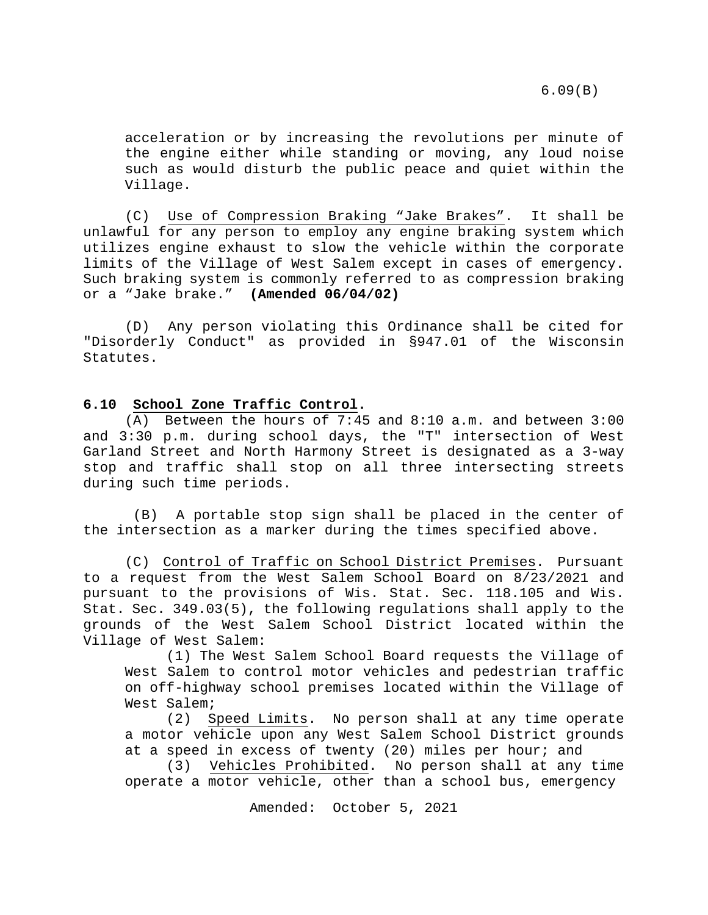acceleration or by increasing the revolutions per minute of the engine either while standing or moving, any loud noise such as would disturb the public peace and quiet within the Village.

(C) Use of Compression Braking "Jake Brakes". It shall be unlawful for any person to employ any engine braking system which utilizes engine exhaust to slow the vehicle within the corporate limits of the Village of West Salem except in cases of emergency. Such braking system is commonly referred to as compression braking or a "Jake brake." **(Amended 06/04/02)**

(D) Any person violating this Ordinance shall be cited for "Disorderly Conduct" as provided in §947.01 of the Wisconsin Statutes.

**6.10 School Zone Traffic Control.**

(A) Between the hours of 7:45 and 8:10 a.m. and between 3:00 and 3:30 p.m. during school days, the "T" intersection of West Garland Street and North Harmony Street is designated as a 3-way stop and traffic shall stop on all three intersecting streets during such time periods.

(B) A portable stop sign shall be placed in the center of the intersection as a marker during the times specified above.

(C) Control of Traffic on School District Premises. Pursuant to a request from the West Salem School Board on 8/23/2021 and pursuant to the provisions of Wis. Stat. Sec. 118.105 and Wis. Stat. Sec. 349.03(5), the following regulations shall apply to the grounds of the West Salem School District located within the Village of West Salem:

(1) The West Salem School Board requests the Village of West Salem to control motor vehicles and pedestrian traffic on off-highway school premises located within the Village of West Salem;

(2) Speed Limits. No person shall at any time operate a motor vehicle upon any West Salem School District grounds at a speed in excess of twenty (20) miles per hour; and

(3) Vehicles Prohibited. No person shall at any time operate a motor vehicle, other than a school bus, emergency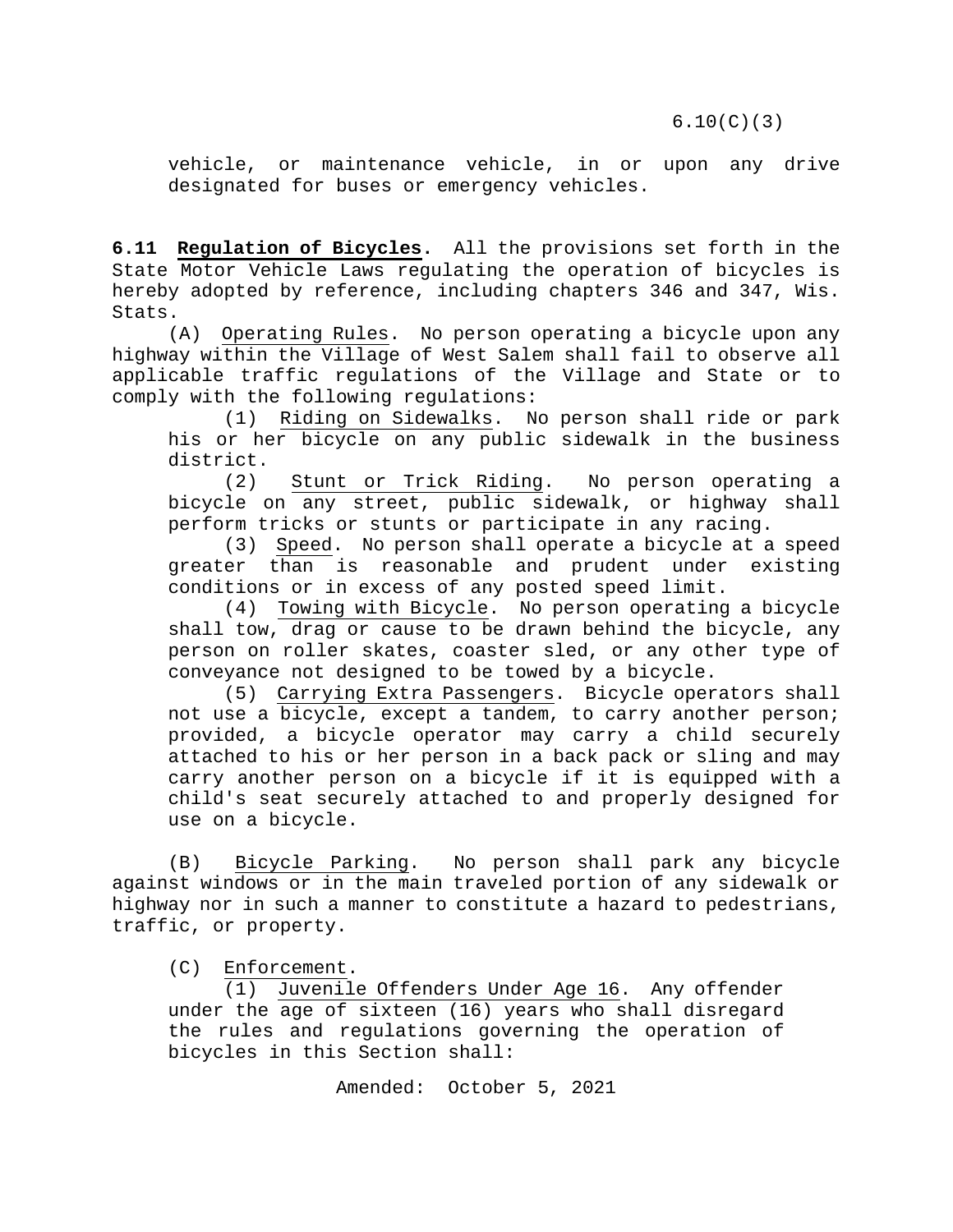vehicle, or maintenance vehicle, in or upon any drive designated for buses or emergency vehicles.

**6.11 Regulation of Bicycles.** All the provisions set forth in the State Motor Vehicle Laws regulating the operation of bicycles is hereby adopted by reference, including chapters 346 and 347, Wis. Stats.

(A) Operating Rules. No person operating a bicycle upon any highway within the Village of West Salem shall fail to observe all applicable traffic regulations of the Village and State or to comply with the following regulations:

(1) Riding on Sidewalks. No person shall ride or park his or her bicycle on any public sidewalk in the business district.

(2) Stunt or Trick Riding. No person operating a bicycle on any street, public sidewalk, or highway shall perform tricks or stunts or participate in any racing.

(3) Speed. No person shall operate a bicycle at a speed greater than is reasonable and prudent under existing conditions or in excess of any posted speed limit.

(4) Towing with Bicycle. No person operating a bicycle shall tow, drag or cause to be drawn behind the bicycle, any person on roller skates, coaster sled, or any other type of conveyance not designed to be towed by a bicycle.

(5) Carrying Extra Passengers. Bicycle operators shall not use a bicycle, except a tandem, to carry another person; provided, a bicycle operator may carry a child securely attached to his or her person in a back pack or sling and may carry another person on a bicycle if it is equipped with a child's seat securely attached to and properly designed for use on a bicycle.

(B) Bicycle Parking. No person shall park any bicycle against windows or in the main traveled portion of any sidewalk or highway nor in such a manner to constitute a hazard to pedestrians, traffic, or property.

(C) Enforcement.

(1) Juvenile Offenders Under Age 16. Any offender under the age of sixteen (16) years who shall disregard the rules and regulations governing the operation of bicycles in this Section shall: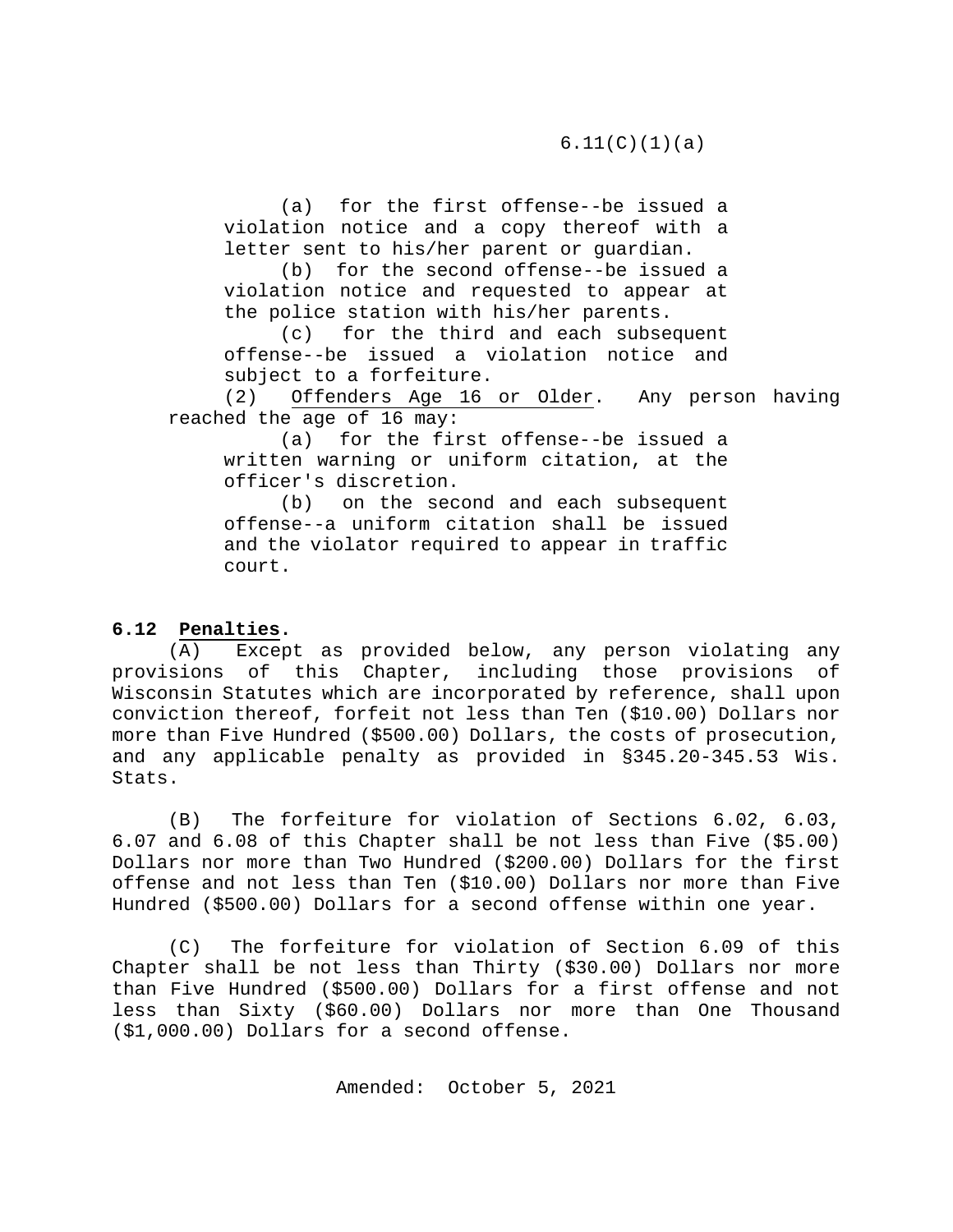(a) for the first offense--be issued a violation notice and a copy thereof with a letter sent to his/her parent or guardian.

(b) for the second offense--be issued a violation notice and requested to appear at the police station with his/her parents.

(c) for the third and each subsequent offense--be issued a violation notice and subject to a forfeiture.

(2) Offenders Age 16 or Older. Any person having reached the age of 16 may:

(a) for the first offense--be issued a written warning or uniform citation, at the officer's discretion.

(b) on the second and each subsequent offense--a uniform citation shall be issued and the violator required to appear in traffic court.

**6.12 Penalties.**

(A) Except as provided below, any person violating any provisions of this Chapter, including those provisions of Wisconsin Statutes which are incorporated by reference, shall upon conviction thereof, forfeit not less than Ten ($10.00) Dollars nor more than Five Hundred ($500.00) Dollars, the costs of prosecution, and any applicable penalty as provided in §345.20-345.53 Wis. Stats.

(B) The forfeiture for violation of Sections 6.02, 6.03, 6.07 and 6.08 of this Chapter shall be not less than Five ($5.00) Dollars nor more than Two Hundred ($200.00) Dollars for the first offense and not less than Ten ($10.00) Dollars nor more than Five Hundred ($500.00) Dollars for a second offense within one year.

(C) The forfeiture for violation of Section 6.09 of this Chapter shall be not less than Thirty ($30.00) Dollars nor more than Five Hundred ($500.00) Dollars for a first offense and not less than Sixty ($60.00) Dollars nor more than One Thousand ($1,000.00) Dollars for a second offense.

Amended: October 5, 2021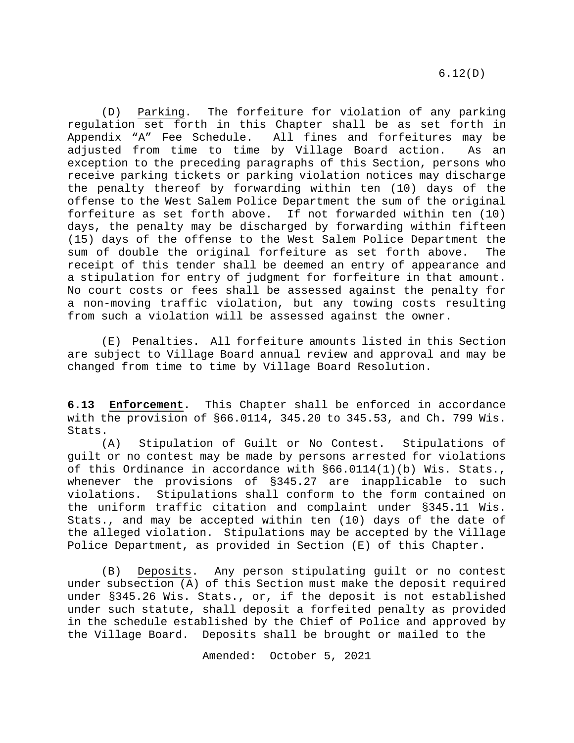(D) Parking. The forfeiture for violation of any parking regulation set forth in this Chapter shall be as set forth in Appendix "A" Fee Schedule. All fines and forfeitures may be adjusted from time to time by Village Board action. As an exception to the preceding paragraphs of this Section, persons who receive parking tickets or parking violation notices may discharge the penalty thereof by forwarding within ten (10) days of the offense to the West Salem Police Department the sum of the original forfeiture as set forth above. If not forwarded within ten (10) days, the penalty may be discharged by forwarding within fifteen (15) days of the offense to the West Salem Police Department the sum of double the original forfeiture as set forth above. The receipt of this tender shall be deemed an entry of appearance and a stipulation for entry of judgment for forfeiture in that amount. No court costs or fees shall be assessed against the penalty for a non-moving traffic violation, but any towing costs resulting from such a violation will be assessed against the owner.

(E) Penalties. All forfeiture amounts listed in this Section are subject to Village Board annual review and approval and may be changed from time to time by Village Board Resolution.

**6.13 Enforcement.** This Chapter shall be enforced in accordance with the provision of §66.0114, 345.20 to 345.53, and Ch. 799 Wis. Stats.

(A) Stipulation of Guilt or No Contest. Stipulations of guilt or no contest may be made by persons arrested for violations of this Ordinance in accordance with §66.0114(1)(b) Wis. Stats., whenever the provisions of §345.27 are inapplicable to such violations. Stipulations shall conform to the form contained on the uniform traffic citation and complaint under §345.11 Wis. Stats., and may be accepted within ten (10) days of the date of the alleged violation. Stipulations may be accepted by the Village Police Department, as provided in Section (E) of this Chapter.

(B) Deposits. Any person stipulating guilt or no contest under subsection (A) of this Section must make the deposit required under §345.26 Wis. Stats., or, if the deposit is not established under such statute, shall deposit a forfeited penalty as provided in the schedule established by the Chief of Police and approved by the Village Board. Deposits shall be brought or mailed to the

Amended: October 5, 2021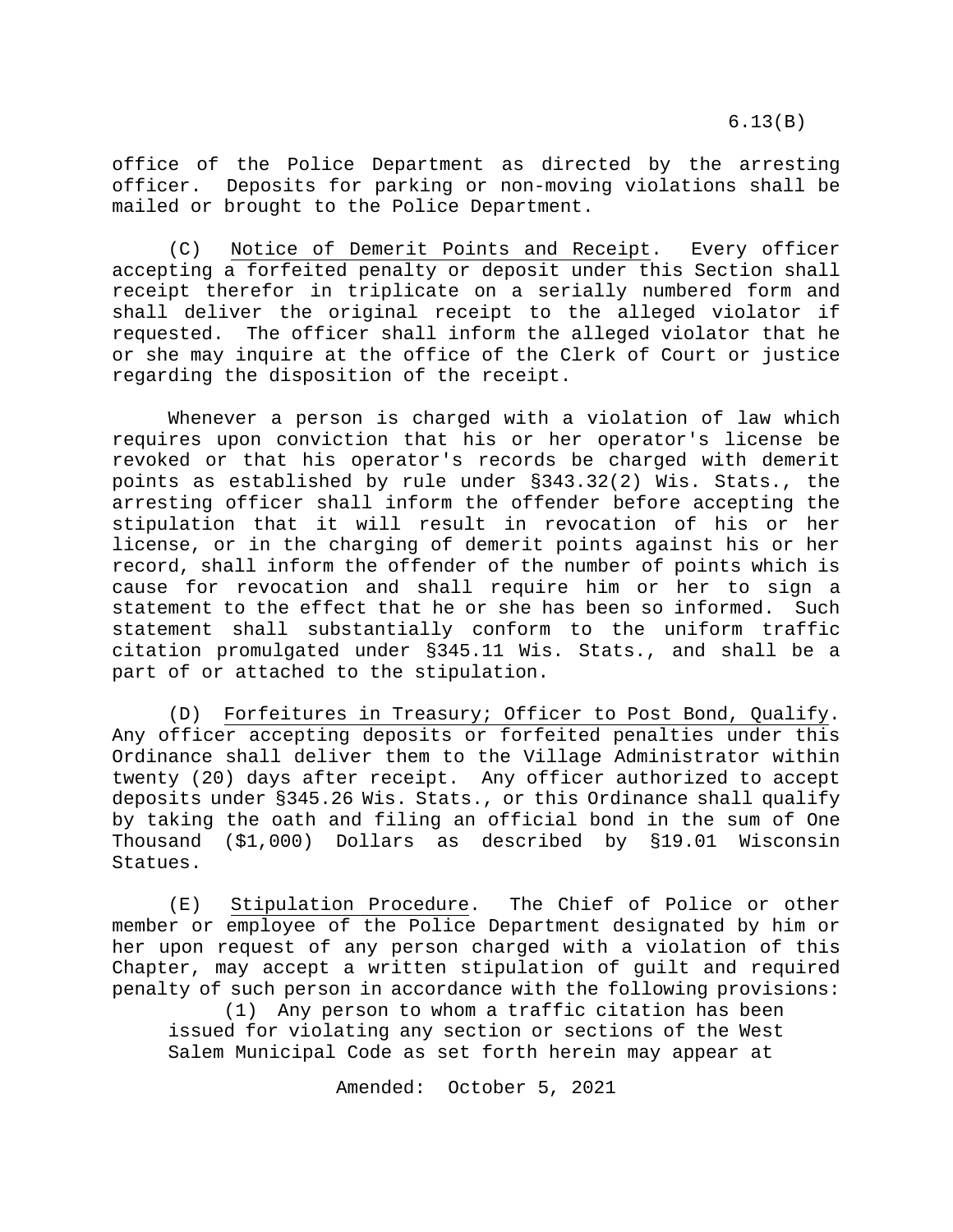office of the Police Department as directed by the arresting officer. Deposits for parking or non-moving violations shall be mailed or brought to the Police Department.

(C) Notice of Demerit Points and Receipt. Every officer accepting a forfeited penalty or deposit under this Section shall receipt therefor in triplicate on a serially numbered form and shall deliver the original receipt to the alleged violator if requested. The officer shall inform the alleged violator that he or she may inquire at the office of the Clerk of Court or justice regarding the disposition of the receipt.

Whenever a person is charged with a violation of law which requires upon conviction that his or her operator's license be revoked or that his operator's records be charged with demerit points as established by rule under §343.32(2) Wis. Stats., the arresting officer shall inform the offender before accepting the stipulation that it will result in revocation of his or her license, or in the charging of demerit points against his or her record, shall inform the offender of the number of points which is cause for revocation and shall require him or her to sign a statement to the effect that he or she has been so informed. Such statement shall substantially conform to the uniform traffic citation promulgated under §345.11 Wis. Stats., and shall be a part of or attached to the stipulation.

(D) Forfeitures in Treasury; Officer to Post Bond, Qualify. Any officer accepting deposits or forfeited penalties under this Ordinance shall deliver them to the Village Administrator within twenty (20) days after receipt. Any officer authorized to accept deposits under §345.26 Wis. Stats., or this Ordinance shall qualify by taking the oath and filing an official bond in the sum of One Thousand ($1,000) Dollars as described by §19.01 Wisconsin Statues.

(E) Stipulation Procedure. The Chief of Police or other member or employee of the Police Department designated by him or her upon request of any person charged with a violation of this Chapter, may accept a written stipulation of guilt and required penalty of such person in accordance with the following provisions:

(1) Any person to whom a traffic citation has been issued for violating any section or sections of the West Salem Municipal Code as set forth herein may appear at

Amended: October 5, 2021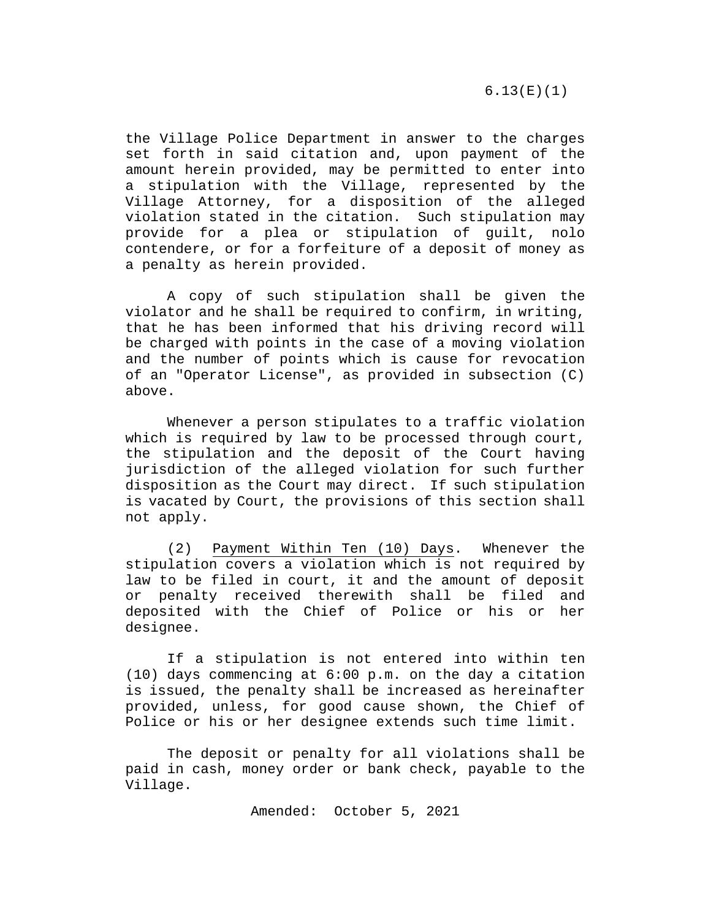the Village Police Department in answer to the charges set forth in said citation and, upon payment of the amount herein provided, may be permitted to enter into a stipulation with the Village, represented by the Village Attorney, for a disposition of the alleged violation stated in the citation. Such stipulation may provide for a plea or stipulation of guilt, nolo contendere, or for a forfeiture of a deposit of money as a penalty as herein provided.

A copy of such stipulation shall be given the violator and he shall be required to confirm, in writing, that he has been informed that his driving record will be charged with points in the case of a moving violation and the number of points which is cause for revocation of an "Operator License", as provided in subsection (C) above.

Whenever a person stipulates to a traffic violation which is required by law to be processed through court, the stipulation and the deposit of the Court having jurisdiction of the alleged violation for such further disposition as the Court may direct. If such stipulation is vacated by Court, the provisions of this section shall not apply.

(2) Payment Within Ten (10) Days. Whenever the stipulation covers a violation which is not required by law to be filed in court, it and the amount of deposit or penalty received therewith shall be filed and deposited with the Chief of Police or his or her designee.

If a stipulation is not entered into within ten (10) days commencing at 6:00 p.m. on the day a citation is issued, the penalty shall be increased as hereinafter provided, unless, for good cause shown, the Chief of Police or his or her designee extends such time limit.

The deposit or penalty for all violations shall be paid in cash, money order or bank check, payable to the Village.

Amended: October 5, 2021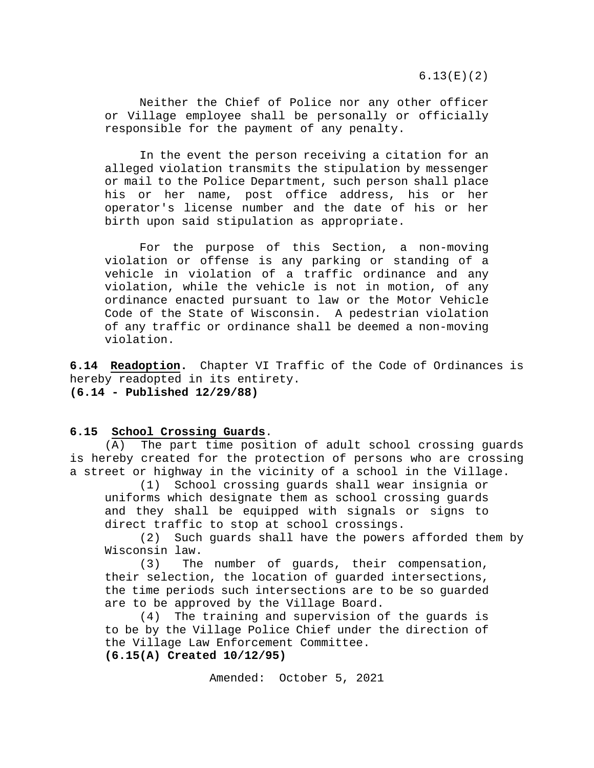6.13(E)(2)

Neither the Chief of Police nor any other officer or Village employee shall be personally or officially responsible for the payment of any penalty.

In the event the person receiving a citation for an alleged violation transmits the stipulation by messenger or mail to the Police Department, such person shall place his or her name, post office address, his or her operator's license number and the date of his or her birth upon said stipulation as appropriate.

For the purpose of this Section, a non-moving violation or offense is any parking or standing of a vehicle in violation of a traffic ordinance and any violation, while the vehicle is not in motion, of any ordinance enacted pursuant to law or the Motor Vehicle Code of the State of Wisconsin. A pedestrian violation of any traffic or ordinance shall be deemed a non-moving violation.

**6.14 Readoption.** Chapter VI Traffic of the Code of Ordinances is hereby readopted in its entirety.
**(6.14 - Published 12/29/88)**

**6.15 School Crossing Guards.**

(A) The part time position of adult school crossing guards is hereby created for the protection of persons who are crossing a street or highway in the vicinity of a school in the Village.

(1) School crossing guards shall wear insignia or uniforms which designate them as school crossing guards and they shall be equipped with signals or signs to direct traffic to stop at school crossings.

(2) Such guards shall have the powers afforded them by Wisconsin law.

(3) The number of guards, their compensation, their selection, the location of guarded intersections, the time periods such intersections are to be so guarded are to be approved by the Village Board.

(4) The training and supervision of the guards is to be by the Village Police Chief under the direction of the Village Law Enforcement Committee.

**(6.15(A) Created 10/12/95)**

Amended: October 5, 2021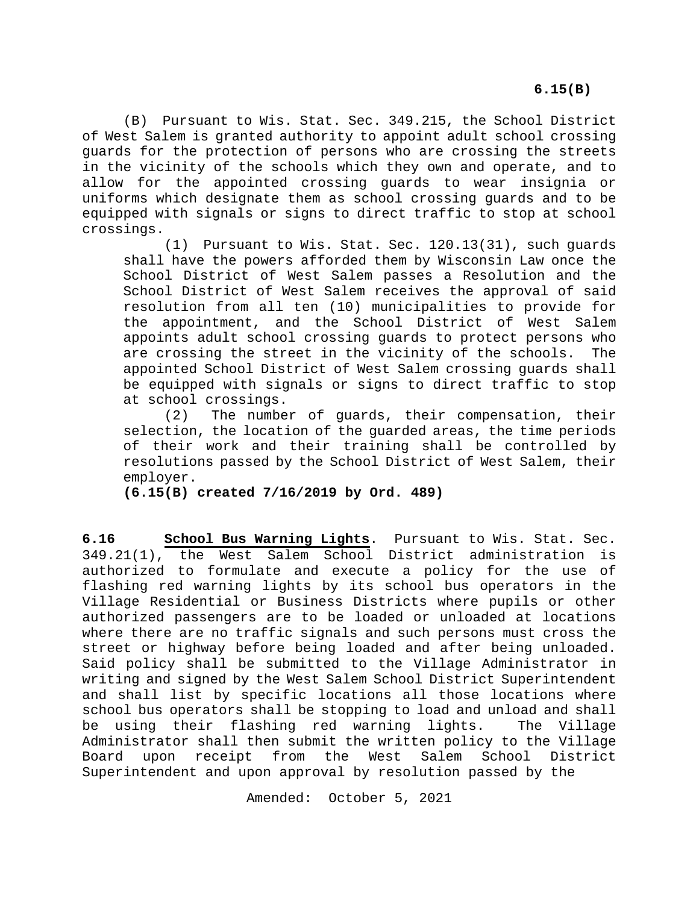(B) Pursuant to Wis. Stat. Sec. 349.215, the School District of West Salem is granted authority to appoint adult school crossing guards for the protection of persons who are crossing the streets in the vicinity of the schools which they own and operate, and to allow for the appointed crossing guards to wear insignia or uniforms which designate them as school crossing guards and to be equipped with signals or signs to direct traffic to stop at school crossings.

(1) Pursuant to Wis. Stat. Sec. 120.13(31), such guards shall have the powers afforded them by Wisconsin Law once the School District of West Salem passes a Resolution and the School District of West Salem receives the approval of said resolution from all ten (10) municipalities to provide for the appointment, and the School District of West Salem appoints adult school crossing guards to protect persons who are crossing the street in the vicinity of the schools. The appointed School District of West Salem crossing guards shall be equipped with signals or signs to direct traffic to stop at school crossings.

(2) The number of guards, their compensation, their selection, the location of the guarded areas, the time periods of their work and their training shall be controlled by resolutions passed by the School District of West Salem, their employer.

**(6.15(B) created 7/16/2019 by Ord. 489)**

**6.16** **School Bus Warning Lights**. Pursuant to Wis. Stat. Sec. 349.21(1), the West Salem School District administration is authorized to formulate and execute a policy for the use of flashing red warning lights by its school bus operators in the Village Residential or Business Districts where pupils or other authorized passengers are to be loaded or unloaded at locations where there are no traffic signals and such persons must cross the street or highway before being loaded and after being unloaded. Said policy shall be submitted to the Village Administrator in writing and signed by the West Salem School District Superintendent and shall list by specific locations all those locations where school bus operators shall be stopping to load and unload and shall be using their flashing red warning lights. The Village Administrator shall then submit the written policy to the Village Board upon receipt from the West Salem School District Superintendent and upon approval by resolution passed by the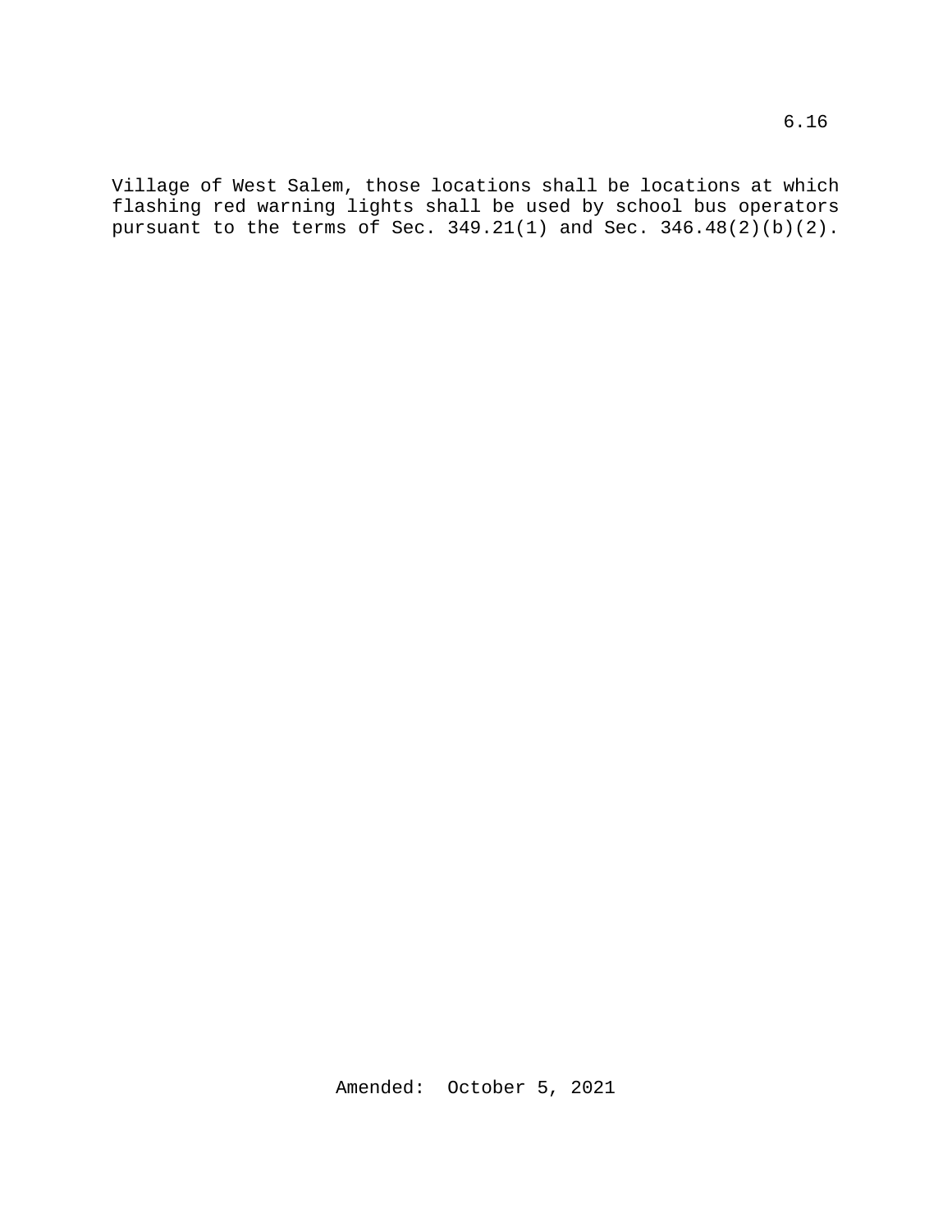Village of West Salem, those locations shall be locations at which flashing red warning lights shall be used by school bus operators pursuant to the terms of Sec. 349.21(1) and Sec. 346.48(2)(b)(2).

Amended: October 5, 2021